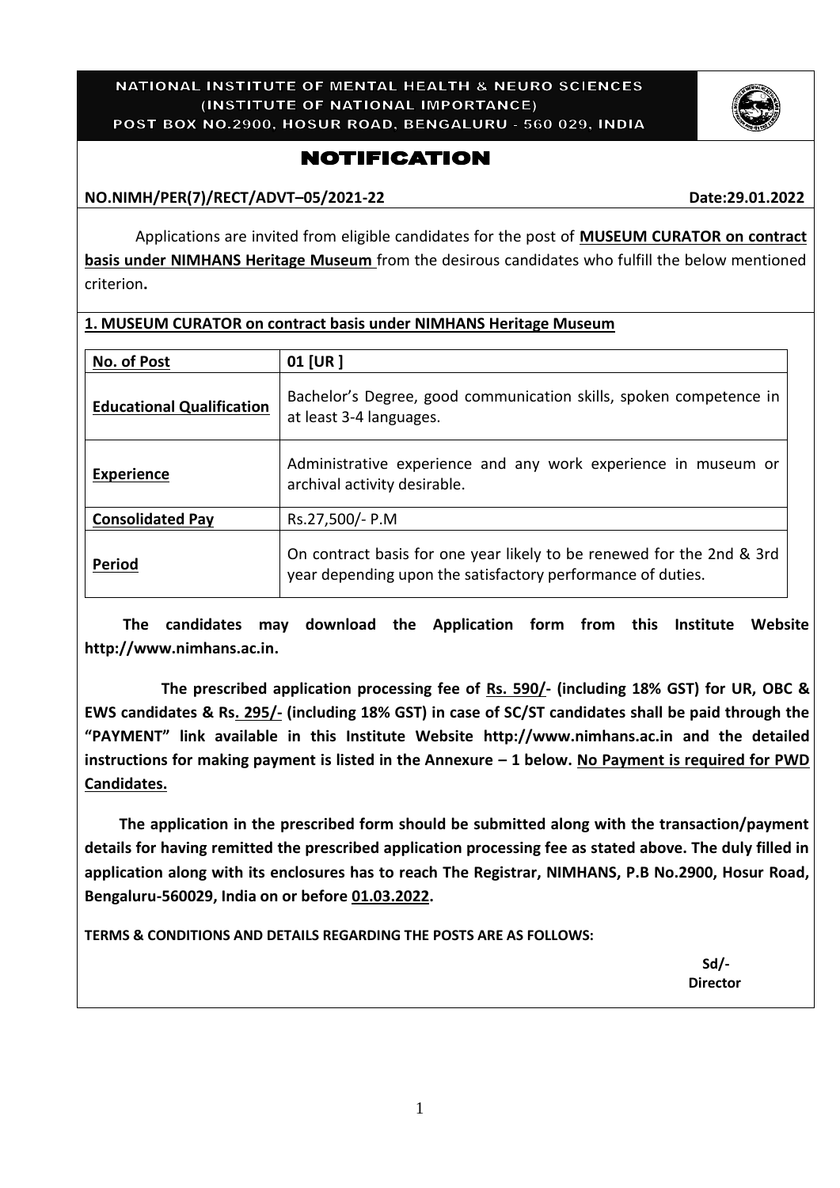NATIONAL INSTITUTE OF MENTAL HEALTH & NEURO SCIENCES
(INSTITUTE OF NATIONAL IMPORTANCE)
POST BOX NO.2900, HOSUR ROAD, BENGALURU - 560 029, INDIA

# NOTIFICATION

**NO.NIMH/PER(7)/RECT/ADVT–05/2021-22** **Date:29.01.2022**

Applications are invited from eligible candidates for the post of **MUSEUM CURATOR on contract basis under NIMHANS Heritage Museum** from the desirous candidates who fulfill the below mentioned criterion**.**

**1. MUSEUM CURATOR on contract basis under NIMHANS Heritage Museum**

| **No. of Post** | **01 [UR ]** |
|---|---|
| **Educational Qualification** | Bachelor's Degree, good communication skills, spoken competence in at least 3-4 languages. |
| **Experience** | Administrative experience and any work experience in museum or archival activity desirable. |
| **Consolidated Pay** | Rs.27,500/- P.M |
| **Period** | On contract basis for one year likely to be renewed for the 2nd & 3rd year depending upon the satisfactory performance of duties. |

**The candidates may download the Application form from this Institute Website http://www.nimhans.ac.in.**

**The prescribed application processing fee of Rs. 590/- (including 18% GST) for UR, OBC & EWS candidates & Rs. 295/- (including 18% GST) in case of SC/ST candidates shall be paid through the "PAYMENT" link available in this Institute Website http://www.nimhans.ac.in and the detailed instructions for making payment is listed in the Annexure – 1 below. No Payment is required for PWD Candidates.**

**The application in the prescribed form should be submitted along with the transaction/payment details for having remitted the prescribed application processing fee as stated above. The duly filled in application along with its enclosures has to reach The Registrar, NIMHANS, P.B No.2900, Hosur Road, Bengaluru-560029, India on or before 01.03.2022.**

**TERMS & CONDITIONS AND DETAILS REGARDING THE POSTS ARE AS FOLLOWS:**

**Sd/-**
**Director**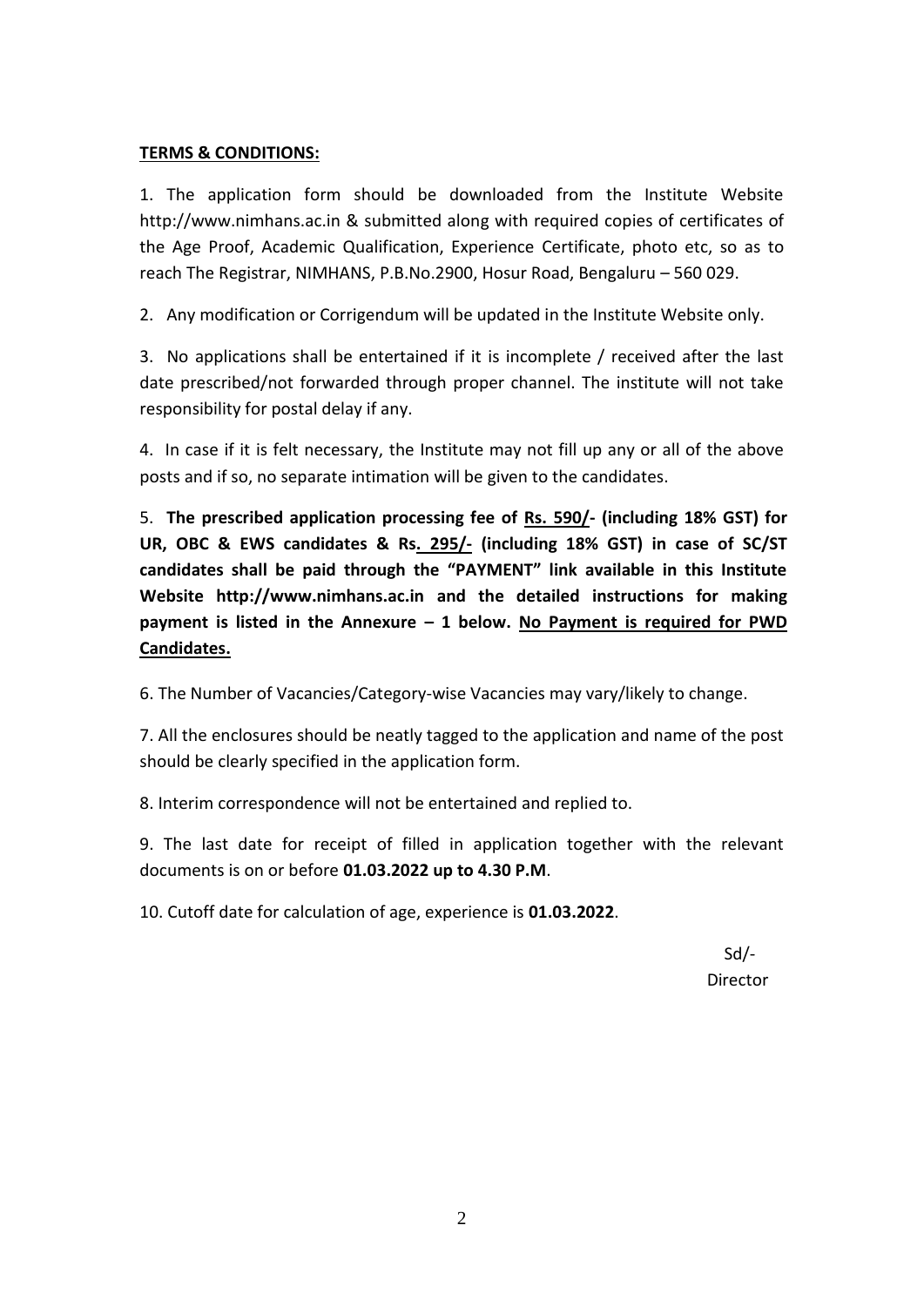**TERMS & CONDITIONS:**

1. The application form should be downloaded from the Institute Website http://www.nimhans.ac.in & submitted along with required copies of certificates of the Age Proof, Academic Qualification, Experience Certificate, photo etc, so as to reach The Registrar, NIMHANS, P.B.No.2900, Hosur Road, Bengaluru – 560 029.

2. Any modification or Corrigendum will be updated in the Institute Website only.

3. No applications shall be entertained if it is incomplete / received after the last date prescribed/not forwarded through proper channel. The institute will not take responsibility for postal delay if any.

4. In case if it is felt necessary, the Institute may not fill up any or all of the above posts and if so, no separate intimation will be given to the candidates.

5. **The prescribed application processing fee of Rs. 590/- (including 18% GST) for UR, OBC & EWS candidates & Rs. 295/- (including 18% GST) in case of SC/ST candidates shall be paid through the "PAYMENT" link available in this Institute Website http://www.nimhans.ac.in and the detailed instructions for making payment is listed in the Annexure – 1 below. No Payment is required for PWD Candidates.**

6. The Number of Vacancies/Category-wise Vacancies may vary/likely to change.

7. All the enclosures should be neatly tagged to the application and name of the post should be clearly specified in the application form.

8. Interim correspondence will not be entertained and replied to.

9. The last date for receipt of filled in application together with the relevant documents is on or before **01.03.2022 up to 4.30 P.M**.

10. Cutoff date for calculation of age, experience is **01.03.2022**.

Sd/-
Director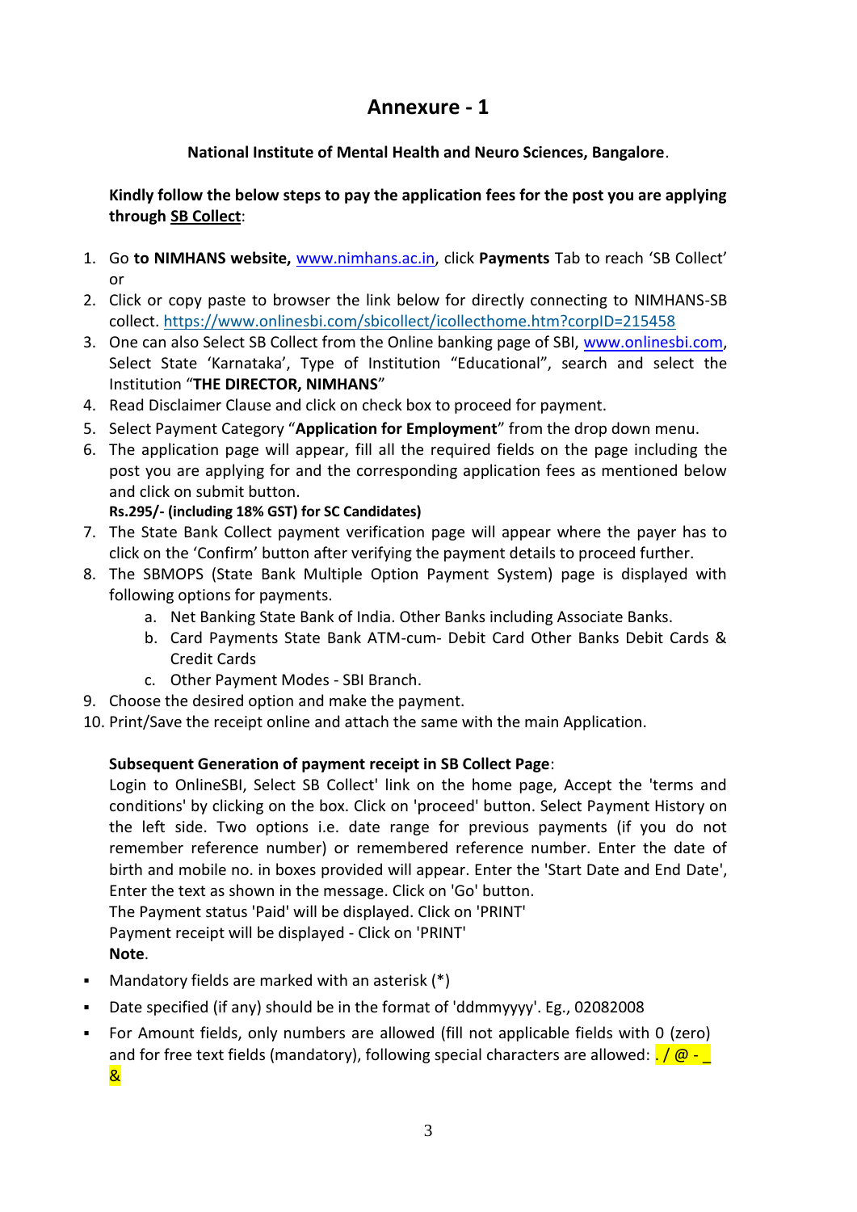# Annexure - 1

**National Institute of Mental Health and Neuro Sciences, Bangalore**.

**Kindly follow the below steps to pay the application fees for the post you are applying through SB Collect**:

1. Go **to NIMHANS website,** www.nimhans.ac.in, click **Payments** Tab to reach 'SB Collect' or
2. Click or copy paste to browser the link below for directly connecting to NIMHANS-SB collect. https://www.onlinesbi.com/sbicollect/icollecthome.htm?corpID=215458
3. One can also Select SB Collect from the Online banking page of SBI, www.onlinesbi.com, Select State 'Karnataka', Type of Institution "Educational", search and select the Institution "**THE DIRECTOR, NIMHANS**"
4. Read Disclaimer Clause and click on check box to proceed for payment.
5. Select Payment Category "**Application for Employment**" from the drop down menu.
6. The application page will appear, fill all the required fields on the page including the post you are applying for and the corresponding application fees as mentioned below and click on submit button.
   **Rs.295/- (including 18% GST) for SC Candidates)**
7. The State Bank Collect payment verification page will appear where the payer has to click on the 'Confirm' button after verifying the payment details to proceed further.
8. The SBMOPS (State Bank Multiple Option Payment System) page is displayed with following options for payments.
   a. Net Banking State Bank of India. Other Banks including Associate Banks.
   b. Card Payments State Bank ATM-cum- Debit Card Other Banks Debit Cards & Credit Cards
   c. Other Payment Modes - SBI Branch.
9. Choose the desired option and make the payment.
10. Print/Save the receipt online and attach the same with the main Application.

**Subsequent Generation of payment receipt in SB Collect Page**:
Login to OnlineSBI, Select SB Collect' link on the home page, Accept the 'terms and conditions' by clicking on the box. Click on 'proceed' button. Select Payment History on the left side. Two options i.e. date range for previous payments (if you do not remember reference number) or remembered reference number. Enter the date of birth and mobile no. in boxes provided will appear. Enter the 'Start Date and End Date', Enter the text as shown in the message. Click on 'Go' button.
The Payment status 'Paid' will be displayed. Click on 'PRINT'
Payment receipt will be displayed - Click on 'PRINT'
**Note**.

- Mandatory fields are marked with an asterisk (*)
- Date specified (if any) should be in the format of 'ddmmyyyy'. Eg., 02082008
- For Amount fields, only numbers are allowed (fill not applicable fields with 0 (zero) and for free text fields (mandatory), following special characters are allowed: . / @ - _ &